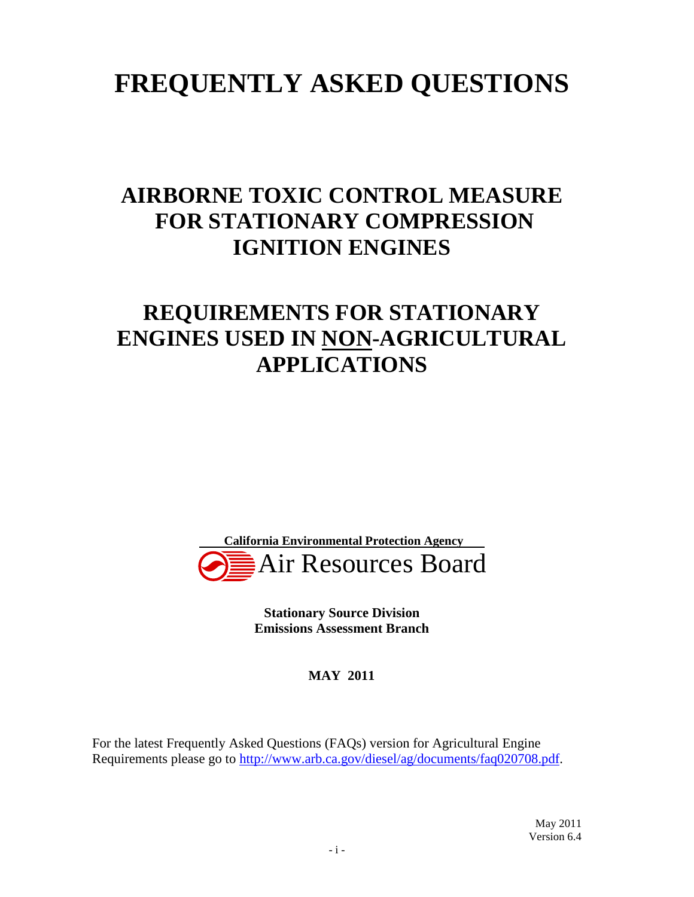# FREQUENTLY ASKED QUESTIONS

## AIRBORNE TOXIC CONTROL MEASURE FOR STATIONARY COMPRESSION IGNITION ENGINES

## REQUIREMENTS FOR STATIONARY ENGINES USED IN NON-AGRICULTURAL APPLICATIONS

**California Environmental Protection Agency**

Air Resources Board

**Stationary Source Division**
**Emissions Assessment Branch**

**MAY 2011**

For the latest Frequently Asked Questions (FAQs) version for Agricultural Engine Requirements please go to http://www.arb.ca.gov/diesel/ag/documents/faq020708.pdf.

May 2011
Version 6.4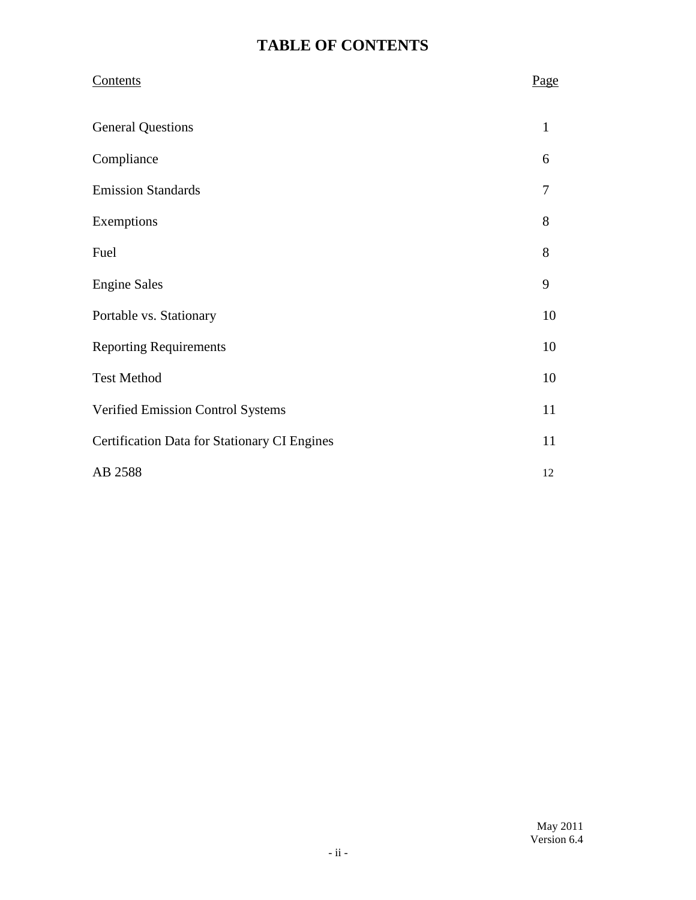# TABLE OF CONTENTS

| Contents | Page |
| --- | --- |
| General Questions | 1 |
| Compliance | 6 |
| Emission Standards | 7 |
| Exemptions | 8 |
| Fuel | 8 |
| Engine Sales | 9 |
| Portable vs. Stationary | 10 |
| Reporting Requirements | 10 |
| Test Method | 10 |
| Verified Emission Control Systems | 11 |
| Certification Data for Stationary CI Engines | 11 |
| AB 2588 | 12 |

May 2011
Version 6.4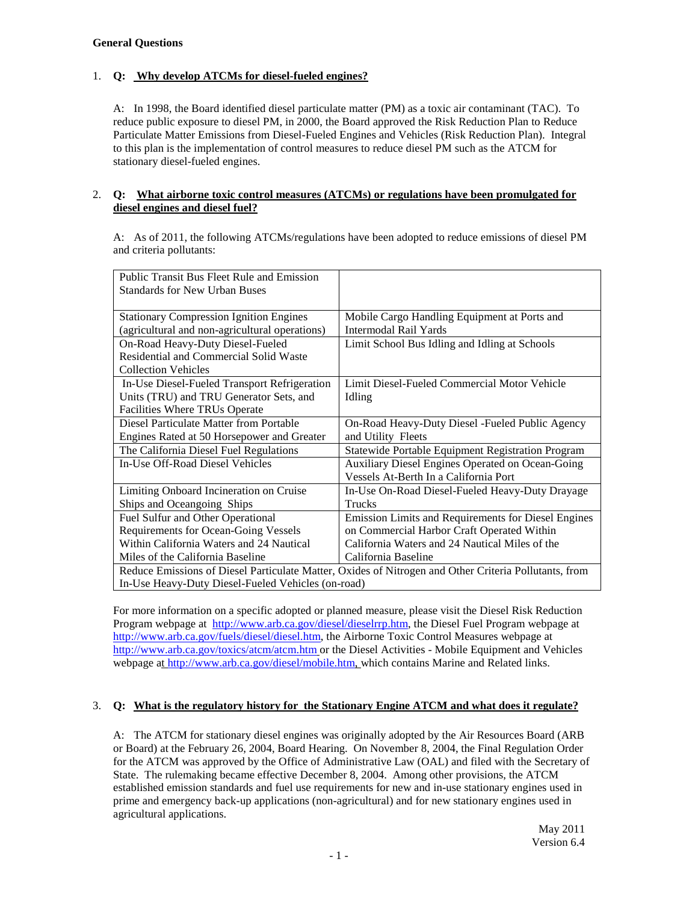**General Questions**

1. **Q: Why develop ATCMs for diesel-fueled engines?**

   A: In 1998, the Board identified diesel particulate matter (PM) as a toxic air contaminant (TAC). To reduce public exposure to diesel PM, in 2000, the Board approved the Risk Reduction Plan to Reduce Particulate Matter Emissions from Diesel-Fueled Engines and Vehicles (Risk Reduction Plan). Integral to this plan is the implementation of control measures to reduce diesel PM such as the ATCM for stationary diesel-fueled engines.

2. **Q: What airborne toxic control measures (ATCMs) or regulations have been promulgated for diesel engines and diesel fuel?**

   A: As of 2011, the following ATCMs/regulations have been adopted to reduce emissions of diesel PM and criteria pollutants:

| | |
|---|---|
| Public Transit Bus Fleet Rule and Emission Standards for New Urban Buses | |
| Stationary Compression Ignition Engines (agricultural and non-agricultural operations) | Mobile Cargo Handling Equipment at Ports and Intermodal Rail Yards |
| On-Road Heavy-Duty Diesel-Fueled Residential and Commercial Solid Waste Collection Vehicles | Limit School Bus Idling and Idling at Schools |
| In-Use Diesel-Fueled Transport Refrigeration Units (TRU) and TRU Generator Sets, and Facilities Where TRUs Operate | Limit Diesel-Fueled Commercial Motor Vehicle Idling |
| Diesel Particulate Matter from Portable Engines Rated at 50 Horsepower and Greater | On-Road Heavy-Duty Diesel -Fueled Public Agency and Utility Fleets |
| The California Diesel Fuel Regulations | Statewide Portable Equipment Registration Program |
| In-Use Off-Road Diesel Vehicles | Auxiliary Diesel Engines Operated on Ocean-Going Vessels At-Berth In a California Port |
| Limiting Onboard Incineration on Cruise Ships and Oceangoing Ships | In-Use On-Road Diesel-Fueled Heavy-Duty Drayage Trucks |
| Fuel Sulfur and Other Operational Requirements for Ocean-Going Vessels Within California Waters and 24 Nautical Miles of the California Baseline | Emission Limits and Requirements for Diesel Engines on Commercial Harbor Craft Operated Within California Waters and 24 Nautical Miles of the California Baseline |
| Reduce Emissions of Diesel Particulate Matter, Oxides of Nitrogen and Other Criteria Pollutants, from In-Use Heavy-Duty Diesel-Fueled Vehicles (on-road) | |

   For more information on a specific adopted or planned measure, please visit the Diesel Risk Reduction Program webpage at http://www.arb.ca.gov/diesel/dieselrrp.htm, the Diesel Fuel Program webpage at http://www.arb.ca.gov/fuels/diesel/diesel.htm, the Airborne Toxic Control Measures webpage at http://www.arb.ca.gov/toxics/atcm/atcm.htm or the Diesel Activities - Mobile Equipment and Vehicles webpage at http://www.arb.ca.gov/diesel/mobile.htm, which contains Marine and Related links.

3. **Q: What is the regulatory history for the Stationary Engine ATCM and what does it regulate?**

   A: The ATCM for stationary diesel engines was originally adopted by the Air Resources Board (ARB or Board) at the February 26, 2004, Board Hearing. On November 8, 2004, the Final Regulation Order for the ATCM was approved by the Office of Administrative Law (OAL) and filed with the Secretary of State. The rulemaking became effective December 8, 2004. Among other provisions, the ATCM established emission standards and fuel use requirements for new and in-use stationary engines used in prime and emergency back-up applications (non-agricultural) and for new stationary engines used in agricultural applications.

May 2011
Version 6.4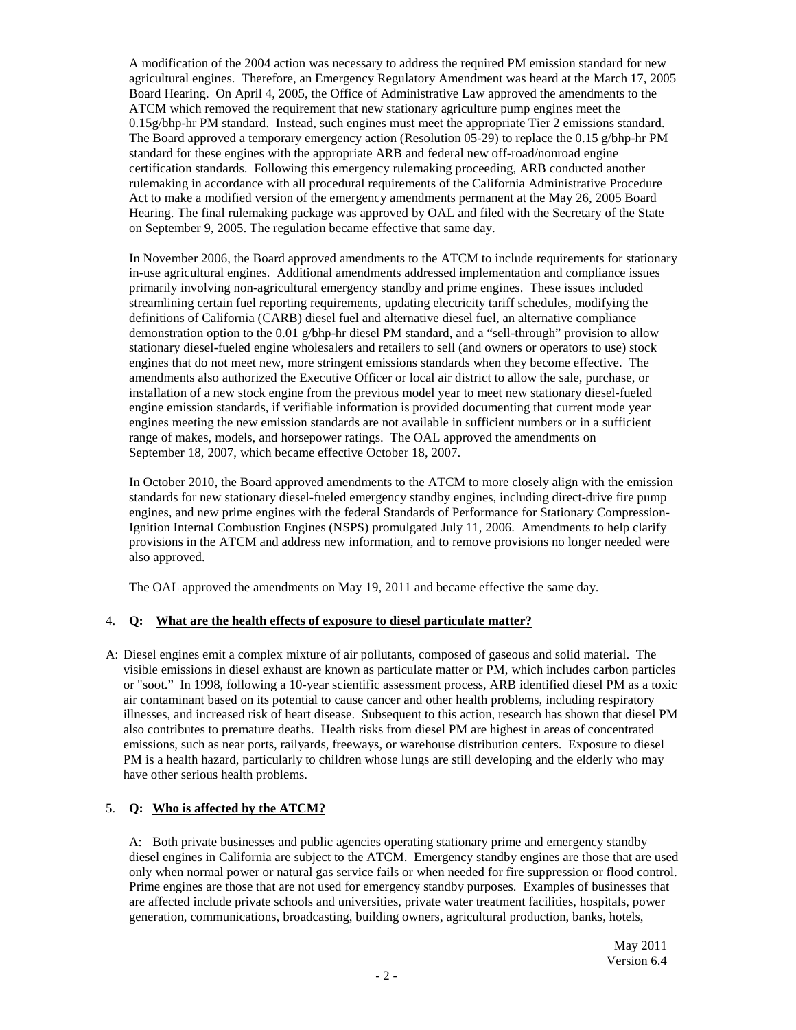A modification of the 2004 action was necessary to address the required PM emission standard for new agricultural engines. Therefore, an Emergency Regulatory Amendment was heard at the March 17, 2005 Board Hearing. On April 4, 2005, the Office of Administrative Law approved the amendments to the ATCM which removed the requirement that new stationary agriculture pump engines meet the 0.15g/bhp-hr PM standard. Instead, such engines must meet the appropriate Tier 2 emissions standard. The Board approved a temporary emergency action (Resolution 05-29) to replace the 0.15 g/bhp-hr PM standard for these engines with the appropriate ARB and federal new off-road/nonroad engine certification standards. Following this emergency rulemaking proceeding, ARB conducted another rulemaking in accordance with all procedural requirements of the California Administrative Procedure Act to make a modified version of the emergency amendments permanent at the May 26, 2005 Board Hearing. The final rulemaking package was approved by OAL and filed with the Secretary of the State on September 9, 2005. The regulation became effective that same day.

In November 2006, the Board approved amendments to the ATCM to include requirements for stationary in-use agricultural engines. Additional amendments addressed implementation and compliance issues primarily involving non-agricultural emergency standby and prime engines. These issues included streamlining certain fuel reporting requirements, updating electricity tariff schedules, modifying the definitions of California (CARB) diesel fuel and alternative diesel fuel, an alternative compliance demonstration option to the 0.01 g/bhp-hr diesel PM standard, and a "sell-through" provision to allow stationary diesel-fueled engine wholesalers and retailers to sell (and owners or operators to use) stock engines that do not meet new, more stringent emissions standards when they become effective. The amendments also authorized the Executive Officer or local air district to allow the sale, purchase, or installation of a new stock engine from the previous model year to meet new stationary diesel-fueled engine emission standards, if verifiable information is provided documenting that current mode year engines meeting the new emission standards are not available in sufficient numbers or in a sufficient range of makes, models, and horsepower ratings. The OAL approved the amendments on September 18, 2007, which became effective October 18, 2007.

In October 2010, the Board approved amendments to the ATCM to more closely align with the emission standards for new stationary diesel-fueled emergency standby engines, including direct-drive fire pump engines, and new prime engines with the federal Standards of Performance for Stationary Compression-Ignition Internal Combustion Engines (NSPS) promulgated July 11, 2006. Amendments to help clarify provisions in the ATCM and address new information, and to remove provisions no longer needed were also approved.

The OAL approved the amendments on May 19, 2011 and became effective the same day.

4. **Q: What are the health effects of exposure to diesel particulate matter?**

A: Diesel engines emit a complex mixture of air pollutants, composed of gaseous and solid material. The visible emissions in diesel exhaust are known as particulate matter or PM, which includes carbon particles or "soot." In 1998, following a 10-year scientific assessment process, ARB identified diesel PM as a toxic air contaminant based on its potential to cause cancer and other health problems, including respiratory illnesses, and increased risk of heart disease. Subsequent to this action, research has shown that diesel PM also contributes to premature deaths. Health risks from diesel PM are highest in areas of concentrated emissions, such as near ports, railyards, freeways, or warehouse distribution centers. Exposure to diesel PM is a health hazard, particularly to children whose lungs are still developing and the elderly who may have other serious health problems.

5. **Q: Who is affected by the ATCM?**

A: Both private businesses and public agencies operating stationary prime and emergency standby diesel engines in California are subject to the ATCM. Emergency standby engines are those that are used only when normal power or natural gas service fails or when needed for fire suppression or flood control. Prime engines are those that are not used for emergency standby purposes. Examples of businesses that are affected include private schools and universities, private water treatment facilities, hospitals, power generation, communications, broadcasting, building owners, agricultural production, banks, hotels,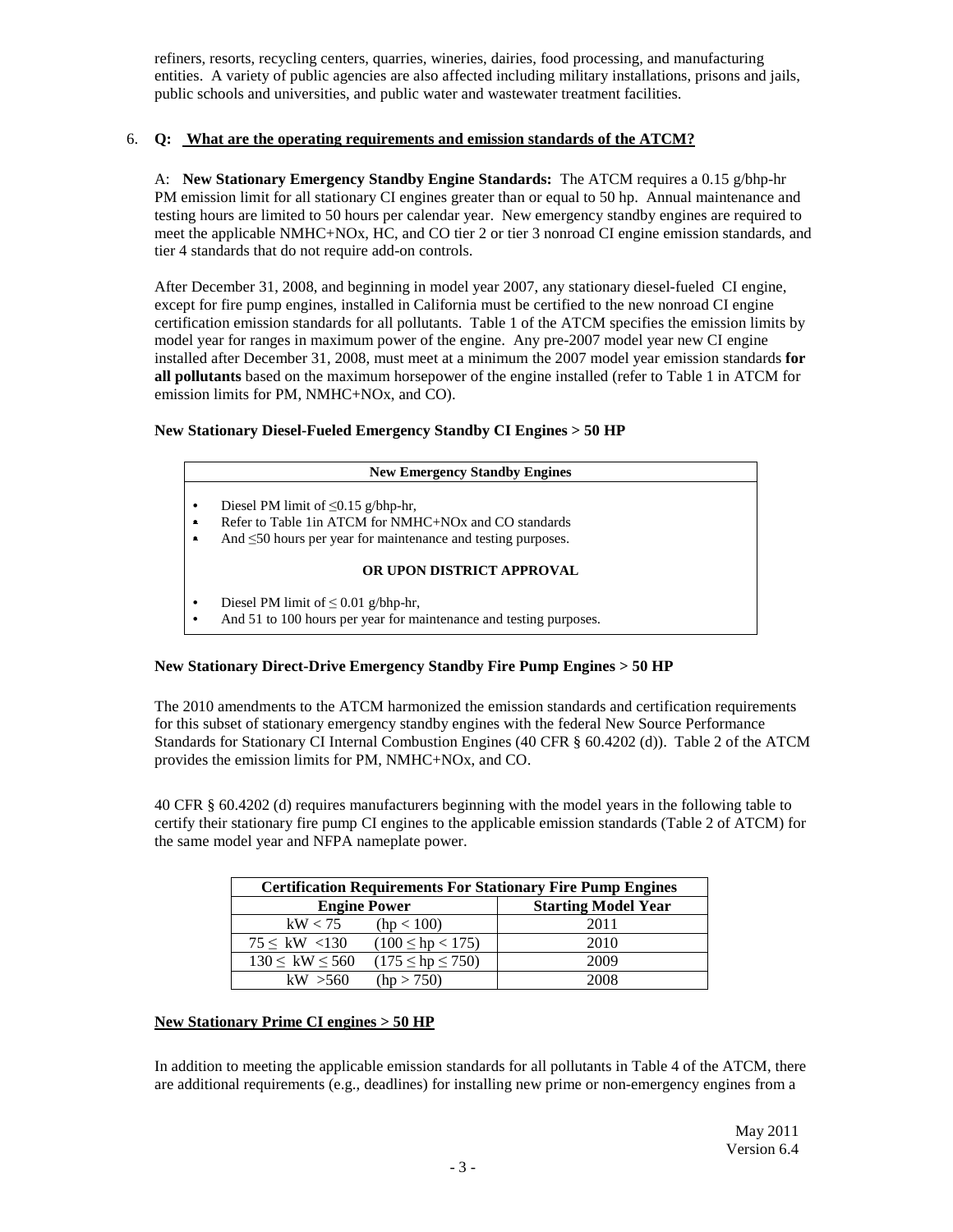refiners, resorts, recycling centers, quarries, wineries, dairies, food processing, and manufacturing entities. A variety of public agencies are also affected including military installations, prisons and jails, public schools and universities, and public water and wastewater treatment facilities.

6. **Q: What are the operating requirements and emission standards of the ATCM?**

A: **New Stationary Emergency Standby Engine Standards:** The ATCM requires a 0.15 g/bhp-hr PM emission limit for all stationary CI engines greater than or equal to 50 hp. Annual maintenance and testing hours are limited to 50 hours per calendar year. New emergency standby engines are required to meet the applicable NMHC+NOx, HC, and CO tier 2 or tier 3 nonroad CI engine emission standards, and tier 4 standards that do not require add-on controls.

After December 31, 2008, and beginning in model year 2007, any stationary diesel-fueled CI engine, except for fire pump engines, installed in California must be certified to the new nonroad CI engine certification emission standards for all pollutants. Table 1 of the ATCM specifies the emission limits by model year for ranges in maximum power of the engine. Any pre-2007 model year new CI engine installed after December 31, 2008, must meet at a minimum the 2007 model year emission standards **for all pollutants** based on the maximum horsepower of the engine installed (refer to Table 1 in ATCM for emission limits for PM, NMHC+NOx, and CO).

**New Stationary Diesel-Fueled Emergency Standby CI Engines > 50 HP**

| **New Emergency Standby Engines** |
|---|
| • Diesel PM limit of ≤0.15 g/bhp-hr,<br>• Refer to Table 1in ATCM for NMHC+NOx and CO standards<br>• And ≤50 hours per year for maintenance and testing purposes. |
| **OR UPON DISTRICT APPROVAL** |
| • Diesel PM limit of ≤ 0.01 g/bhp-hr,<br>• And 51 to 100 hours per year for maintenance and testing purposes. |

**New Stationary Direct-Drive Emergency Standby Fire Pump Engines > 50 HP**

The 2010 amendments to the ATCM harmonized the emission standards and certification requirements for this subset of stationary emergency standby engines with the federal New Source Performance Standards for Stationary CI Internal Combustion Engines (40 CFR § 60.4202 (d)). Table 2 of the ATCM provides the emission limits for PM, NMHC+NOx, and CO.

40 CFR § 60.4202 (d) requires manufacturers beginning with the model years in the following table to certify their stationary fire pump CI engines to the applicable emission standards (Table 2 of ATCM) for the same model year and NFPA nameplate power.

| **Certification Requirements For Stationary Fire Pump Engines** | |
|---|---|
| **Engine Power** | **Starting Model Year** |
| kW < 75 (hp < 100) | 2011 |
| 75 ≤ kW <130 (100 ≤ hp < 175) | 2010 |
| 130 ≤ kW ≤ 560 (175 ≤ hp ≤ 750) | 2009 |
| kW >560 (hp > 750) | 2008 |

**New Stationary Prime CI engines > 50 HP**

In addition to meeting the applicable emission standards for all pollutants in Table 4 of the ATCM, there are additional requirements (e.g., deadlines) for installing new prime or non-emergency engines from a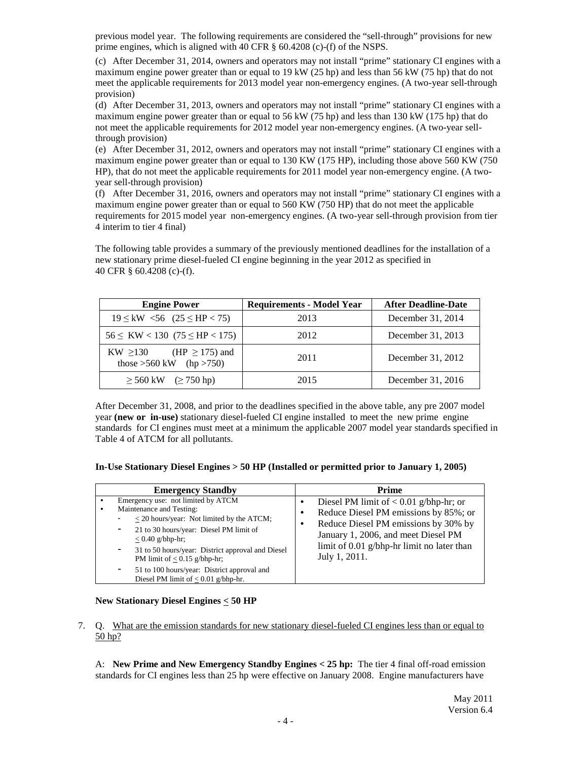previous model year. The following requirements are considered the "sell-through" provisions for new prime engines, which is aligned with 40 CFR § 60.4208 (c)-(f) of the NSPS.

(c) After December 31, 2014, owners and operators may not install "prime" stationary CI engines with a maximum engine power greater than or equal to 19 kW (25 hp) and less than 56 kW (75 hp) that do not meet the applicable requirements for 2013 model year non-emergency engines. (A two-year sell-through provision)

(d) After December 31, 2013, owners and operators may not install "prime" stationary CI engines with a maximum engine power greater than or equal to 56 kW (75 hp) and less than 130 kW (175 hp) that do not meet the applicable requirements for 2012 model year non-emergency engines. (A two-year sell-through provision)

(e) After December 31, 2012, owners and operators may not install "prime" stationary CI engines with a maximum engine power greater than or equal to 130 KW (175 HP), including those above 560 KW (750 HP), that do not meet the applicable requirements for 2011 model year non-emergency engine. (A two-year sell-through provision)

(f) After December 31, 2016, owners and operators may not install "prime" stationary CI engines with a maximum engine power greater than or equal to 560 KW (750 HP) that do not meet the applicable requirements for 2015 model year non-emergency engines. (A two-year sell-through provision from tier 4 interim to tier 4 final)

The following table provides a summary of the previously mentioned deadlines for the installation of a new stationary prime diesel-fueled CI engine beginning in the year 2012 as specified in 40 CFR § 60.4208 (c)-(f).

| Engine Power | Requirements - Model Year | After Deadline-Date |
|---|---|---|
| 19 ≤ kW <56 (25 ≤ HP < 75) | 2013 | December 31, 2014 |
| 56 ≤ KW < 130 (75 ≤ HP < 175) | 2012 | December 31, 2013 |
| KW ≥130 (HP ≥ 175) and those >560 kW (hp >750) | 2011 | December 31, 2012 |
| ≥ 560 kW (≥ 750 hp) | 2015 | December 31, 2016 |

After December 31, 2008, and prior to the deadlines specified in the above table, any pre 2007 model year **(new or in-use)** stationary diesel-fueled CI engine installed to meet the new prime engine standards for CI engines must meet at a minimum the applicable 2007 model year standards specified in Table 4 of ATCM for all pollutants.

**In-Use Stationary Diesel Engines > 50 HP (Installed or permitted prior to January 1, 2005)**

| Emergency Standby | Prime |
|---|---|
| • Emergency use: not limited by ATCM<br>• Maintenance and Testing:<br>- ≤ 20 hours/year: Not limited by the ATCM;<br>- 21 to 30 hours/year: Diesel PM limit of ≤ 0.40 g/bhp-hr;<br>- 31 to 50 hours/year: District approval and Diesel PM limit of ≤ 0.15 g/bhp-hr;<br>- 51 to 100 hours/year: District approval and Diesel PM limit of ≤ 0.01 g/bhp-hr. | • Diesel PM limit of < 0.01 g/bhp-hr; or<br>• Reduce Diesel PM emissions by 85%; or<br>• Reduce Diesel PM emissions by 30% by January 1, 2006, and meet Diesel PM limit of 0.01 g/bhp-hr limit no later than July 1, 2011. |

**New Stationary Diesel Engines ≤ 50 HP**

7. Q. What are the emission standards for new stationary diesel-fueled CI engines less than or equal to 50 hp?

A: **New Prime and New Emergency Standby Engines < 25 hp:** The tier 4 final off-road emission standards for CI engines less than 25 hp were effective on January 2008. Engine manufacturers have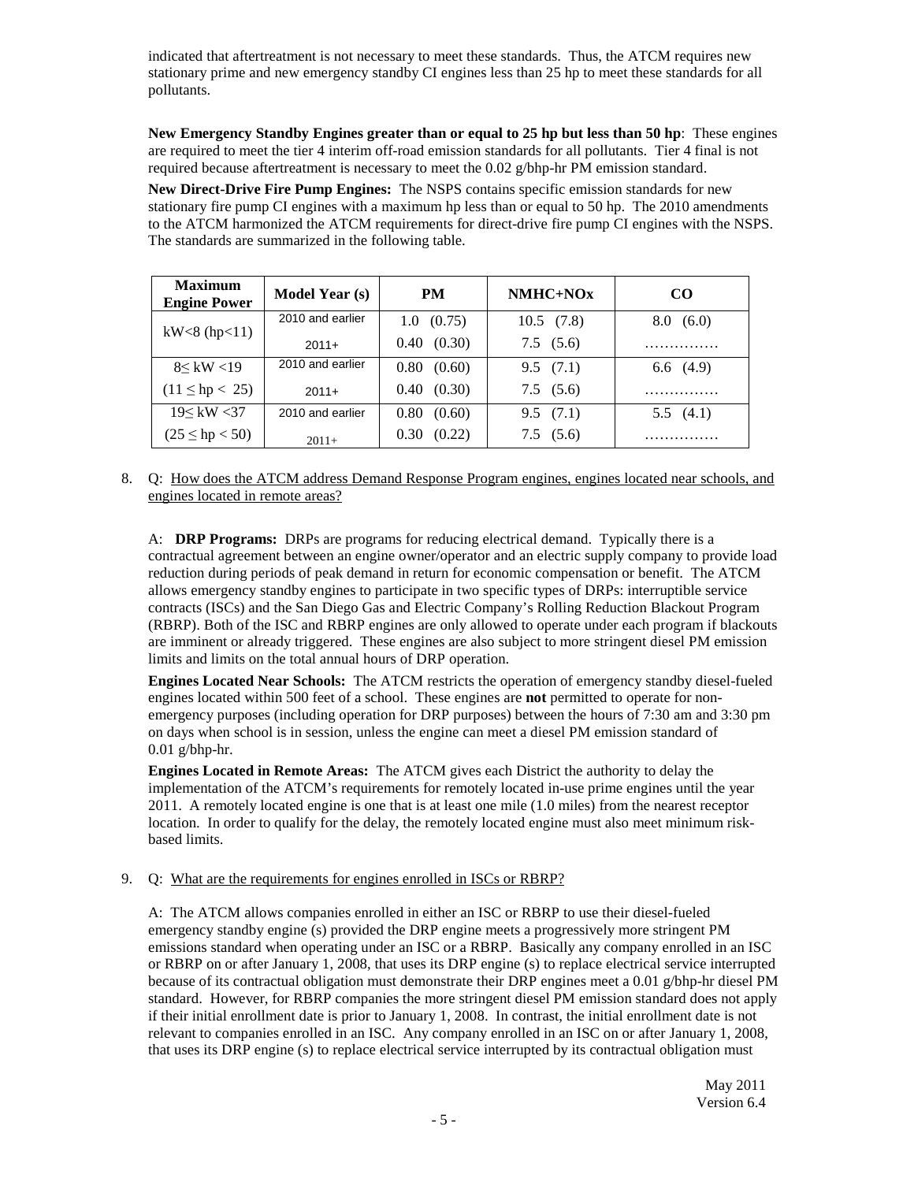indicated that aftertreatment is not necessary to meet these standards. Thus, the ATCM requires new stationary prime and new emergency standby CI engines less than 25 hp to meet these standards for all pollutants.

**New Emergency Standby Engines greater than or equal to 25 hp but less than 50 hp**: These engines are required to meet the tier 4 interim off-road emission standards for all pollutants. Tier 4 final is not required because aftertreatment is necessary to meet the 0.02 g/bhp-hr PM emission standard.

**New Direct-Drive Fire Pump Engines:** The NSPS contains specific emission standards for new stationary fire pump CI engines with a maximum hp less than or equal to 50 hp. The 2010 amendments to the ATCM harmonized the ATCM requirements for direct-drive fire pump CI engines with the NSPS. The standards are summarized in the following table.

| Maximum Engine Power | Model Year (s) | PM | NMHC+NOx | CO |
|---|---|---|---|---|
| kW<8 (hp<11) | 2010 and earlier | 1.0 (0.75) | 10.5 (7.8) | 8.0 (6.0) |
| | 2011+ | 0.40 (0.30) | 7.5 (5.6) | …………… |
| 8≤ kW <19 (11 ≤ hp < 25) | 2010 and earlier | 0.80 (0.60) | 9.5 (7.1) | 6.6 (4.9) |
| | 2011+ | 0.40 (0.30) | 7.5 (5.6) | …………… |
| 19≤ kW <37 (25 ≤ hp < 50) | 2010 and earlier | 0.80 (0.60) | 9.5 (7.1) | 5.5 (4.1) |
| | 2011+ | 0.30 (0.22) | 7.5 (5.6) | …………… |

8. Q: How does the ATCM address Demand Response Program engines, engines located near schools, and engines located in remote areas?

   A: **DRP Programs:** DRPs are programs for reducing electrical demand. Typically there is a contractual agreement between an engine owner/operator and an electric supply company to provide load reduction during periods of peak demand in return for economic compensation or benefit. The ATCM allows emergency standby engines to participate in two specific types of DRPs: interruptible service contracts (ISCs) and the San Diego Gas and Electric Company's Rolling Reduction Blackout Program (RBRP). Both of the ISC and RBRP engines are only allowed to operate under each program if blackouts are imminent or already triggered. These engines are also subject to more stringent diesel PM emission limits and limits on the total annual hours of DRP operation.

   **Engines Located Near Schools:** The ATCM restricts the operation of emergency standby diesel-fueled engines located within 500 feet of a school. These engines are **not** permitted to operate for non-emergency purposes (including operation for DRP purposes) between the hours of 7:30 am and 3:30 pm on days when school is in session, unless the engine can meet a diesel PM emission standard of 0.01 g/bhp-hr.

   **Engines Located in Remote Areas:** The ATCM gives each District the authority to delay the implementation of the ATCM's requirements for remotely located in-use prime engines until the year 2011. A remotely located engine is one that is at least one mile (1.0 miles) from the nearest receptor location. In order to qualify for the delay, the remotely located engine must also meet minimum risk-based limits.

9. Q: What are the requirements for engines enrolled in ISCs or RBRP?

   A: The ATCM allows companies enrolled in either an ISC or RBRP to use their diesel-fueled emergency standby engine (s) provided the DRP engine meets a progressively more stringent PM emissions standard when operating under an ISC or a RBRP. Basically any company enrolled in an ISC or RBRP on or after January 1, 2008, that uses its DRP engine (s) to replace electrical service interrupted because of its contractual obligation must demonstrate their DRP engines meet a 0.01 g/bhp-hr diesel PM standard. However, for RBRP companies the more stringent diesel PM emission standard does not apply if their initial enrollment date is prior to January 1, 2008. In contrast, the initial enrollment date is not relevant to companies enrolled in an ISC. Any company enrolled in an ISC on or after January 1, 2008, that uses its DRP engine (s) to replace electrical service interrupted by its contractual obligation must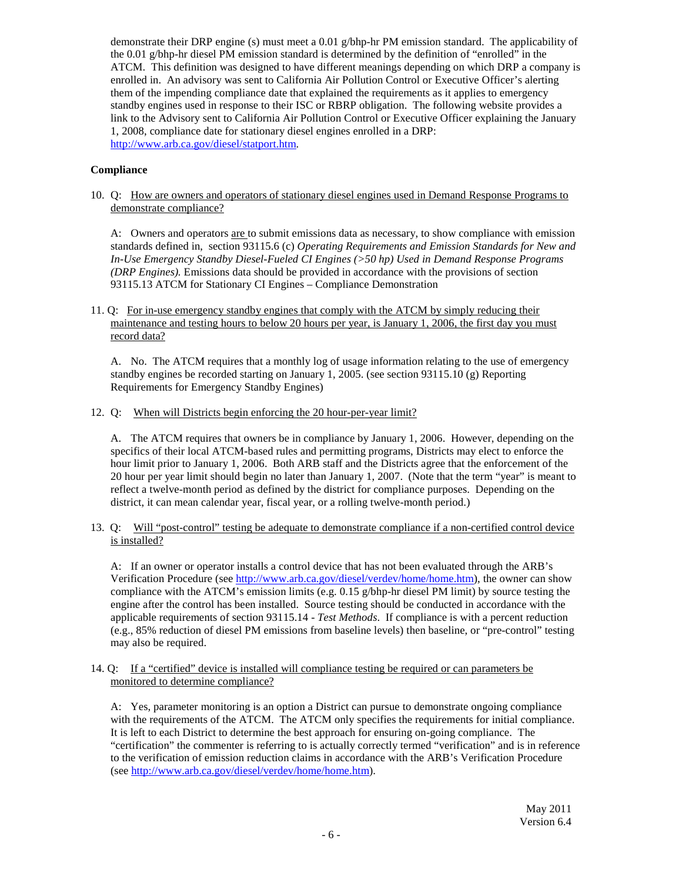demonstrate their DRP engine (s) must meet a 0.01 g/bhp-hr PM emission standard. The applicability of the 0.01 g/bhp-hr diesel PM emission standard is determined by the definition of "enrolled" in the ATCM. This definition was designed to have different meanings depending on which DRP a company is enrolled in. An advisory was sent to California Air Pollution Control or Executive Officer's alerting them of the impending compliance date that explained the requirements as it applies to emergency standby engines used in response to their ISC or RBRP obligation. The following website provides a link to the Advisory sent to California Air Pollution Control or Executive Officer explaining the January 1, 2008, compliance date for stationary diesel engines enrolled in a DRP: http://www.arb.ca.gov/diesel/statport.htm.

**Compliance**

10. Q: How are owners and operators of stationary diesel engines used in Demand Response Programs to demonstrate compliance?

    A: Owners and operators are to submit emissions data as necessary, to show compliance with emission standards defined in, section 93115.6 (c) *Operating Requirements and Emission Standards for New and In-Use Emergency Standby Diesel-Fueled CI Engines (>50 hp) Used in Demand Response Programs (DRP Engines).* Emissions data should be provided in accordance with the provisions of section 93115.13 ATCM for Stationary CI Engines – Compliance Demonstration

11. Q: For in-use emergency standby engines that comply with the ATCM by simply reducing their maintenance and testing hours to below 20 hours per year, is January 1, 2006, the first day you must record data?

    A. No. The ATCM requires that a monthly log of usage information relating to the use of emergency standby engines be recorded starting on January 1, 2005. (see section 93115.10 (g) Reporting Requirements for Emergency Standby Engines)

12. Q: When will Districts begin enforcing the 20 hour-per-year limit?

    A. The ATCM requires that owners be in compliance by January 1, 2006. However, depending on the specifics of their local ATCM-based rules and permitting programs, Districts may elect to enforce the hour limit prior to January 1, 2006. Both ARB staff and the Districts agree that the enforcement of the 20 hour per year limit should begin no later than January 1, 2007. (Note that the term "year" is meant to reflect a twelve-month period as defined by the district for compliance purposes. Depending on the district, it can mean calendar year, fiscal year, or a rolling twelve-month period.)

13. Q: Will "post-control" testing be adequate to demonstrate compliance if a non-certified control device is installed?

    A: If an owner or operator installs a control device that has not been evaluated through the ARB's Verification Procedure (see http://www.arb.ca.gov/diesel/verdev/home/home.htm), the owner can show compliance with the ATCM's emission limits (e.g. 0.15 g/bhp-hr diesel PM limit) by source testing the engine after the control has been installed. Source testing should be conducted in accordance with the applicable requirements of section 93115.14 - *Test Methods*. If compliance is with a percent reduction (e.g., 85% reduction of diesel PM emissions from baseline levels) then baseline, or "pre-control" testing may also be required.

14. Q: If a "certified" device is installed will compliance testing be required or can parameters be monitored to determine compliance?

    A: Yes, parameter monitoring is an option a District can pursue to demonstrate ongoing compliance with the requirements of the ATCM. The ATCM only specifies the requirements for initial compliance. It is left to each District to determine the best approach for ensuring on-going compliance. The "certification" the commenter is referring to is actually correctly termed "verification" and is in reference to the verification of emission reduction claims in accordance with the ARB's Verification Procedure (see http://www.arb.ca.gov/diesel/verdev/home/home.htm).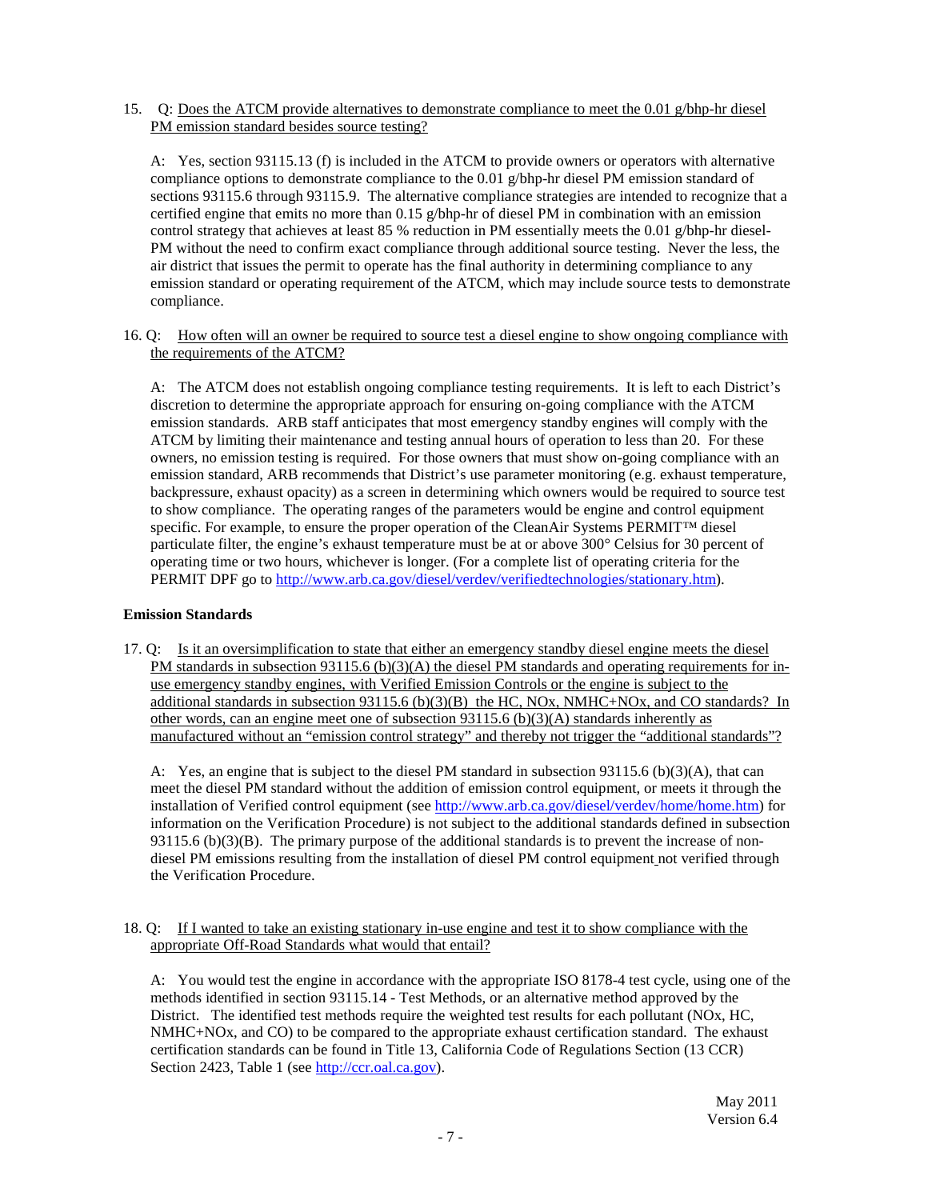15. Q: Does the ATCM provide alternatives to demonstrate compliance to meet the 0.01 g/bhp-hr diesel PM emission standard besides source testing?

    A: Yes, section 93115.13 (f) is included in the ATCM to provide owners or operators with alternative compliance options to demonstrate compliance to the 0.01 g/bhp-hr diesel PM emission standard of sections 93115.6 through 93115.9. The alternative compliance strategies are intended to recognize that a certified engine that emits no more than 0.15 g/bhp-hr of diesel PM in combination with an emission control strategy that achieves at least 85 % reduction in PM essentially meets the 0.01 g/bhp-hr diesel-PM without the need to confirm exact compliance through additional source testing. Never the less, the air district that issues the permit to operate has the final authority in determining compliance to any emission standard or operating requirement of the ATCM, which may include source tests to demonstrate compliance.

16. Q: How often will an owner be required to source test a diesel engine to show ongoing compliance with the requirements of the ATCM?

    A: The ATCM does not establish ongoing compliance testing requirements. It is left to each District's discretion to determine the appropriate approach for ensuring on-going compliance with the ATCM emission standards. ARB staff anticipates that most emergency standby engines will comply with the ATCM by limiting their maintenance and testing annual hours of operation to less than 20. For these owners, no emission testing is required. For those owners that must show on-going compliance with an emission standard, ARB recommends that District's use parameter monitoring (e.g. exhaust temperature, backpressure, exhaust opacity) as a screen in determining which owners would be required to source test to show compliance. The operating ranges of the parameters would be engine and control equipment specific. For example, to ensure the proper operation of the CleanAir Systems PERMIT™ diesel particulate filter, the engine's exhaust temperature must be at or above 300° Celsius for 30 percent of operating time or two hours, whichever is longer. (For a complete list of operating criteria for the PERMIT DPF go to http://www.arb.ca.gov/diesel/verdev/verifiedtechnologies/stationary.htm).

**Emission Standards**

17. Q: Is it an oversimplification to state that either an emergency standby diesel engine meets the diesel PM standards in subsection 93115.6 (b)(3)(A) the diesel PM standards and operating requirements for in-use emergency standby engines, with Verified Emission Controls or the engine is subject to the additional standards in subsection 93115.6 (b)(3)(B) the HC, NOx, NMHC+NOx, and CO standards? In other words, can an engine meet one of subsection 93115.6 (b)(3)(A) standards inherently as manufactured without an "emission control strategy" and thereby not trigger the "additional standards"?

    A: Yes, an engine that is subject to the diesel PM standard in subsection 93115.6 (b)(3)(A), that can meet the diesel PM standard without the addition of emission control equipment, or meets it through the installation of Verified control equipment (see http://www.arb.ca.gov/diesel/verdev/home/home.htm) for information on the Verification Procedure) is not subject to the additional standards defined in subsection 93115.6 (b)(3)(B). The primary purpose of the additional standards is to prevent the increase of non-diesel PM emissions resulting from the installation of diesel PM control equipment not verified through the Verification Procedure.

18. Q: If I wanted to take an existing stationary in-use engine and test it to show compliance with the appropriate Off-Road Standards what would that entail?

    A: You would test the engine in accordance with the appropriate ISO 8178-4 test cycle, using one of the methods identified in section 93115.14 - Test Methods, or an alternative method approved by the District. The identified test methods require the weighted test results for each pollutant (NOx, HC, NMHC+NOx, and CO) to be compared to the appropriate exhaust certification standard. The exhaust certification standards can be found in Title 13, California Code of Regulations Section (13 CCR) Section 2423, Table 1 (see http://ccr.oal.ca.gov).

May 2011
Version 6.4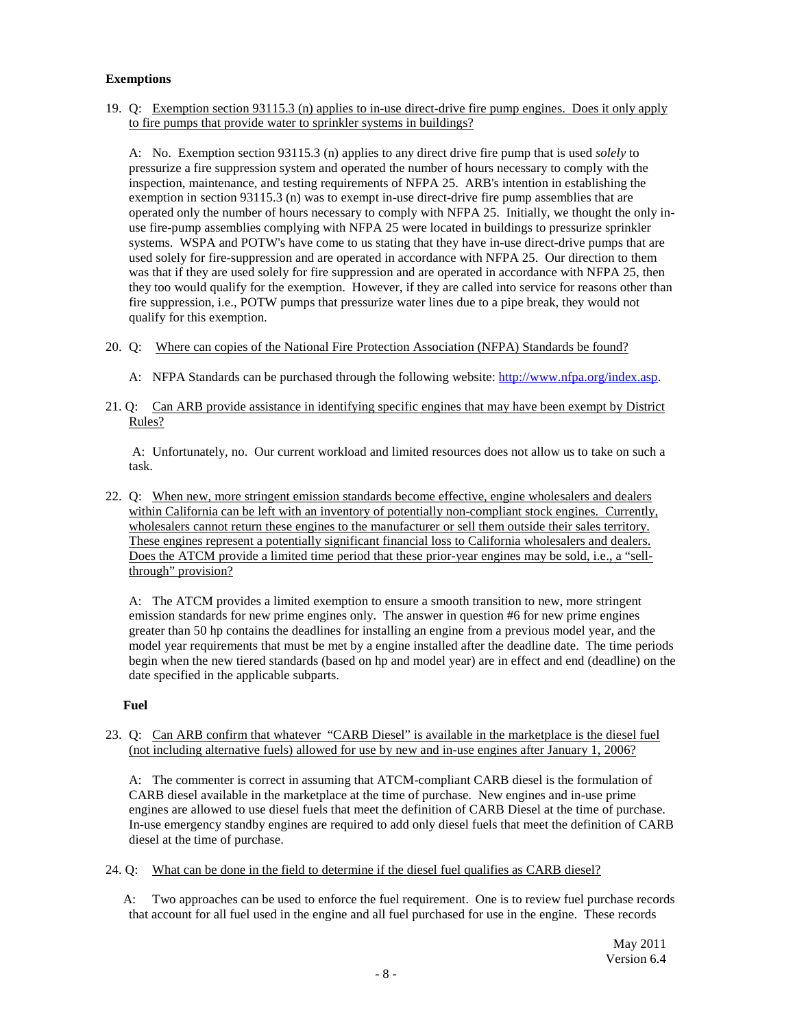**Exemptions**

19. Q: Exemption section 93115.3 (n) applies to in-use direct-drive fire pump engines. Does it only apply to fire pumps that provide water to sprinkler systems in buildings?

    A: No. Exemption section 93115.3 (n) applies to any direct drive fire pump that is used *solely* to pressurize a fire suppression system and operated the number of hours necessary to comply with the inspection, maintenance, and testing requirements of NFPA 25. ARB's intention in establishing the exemption in section 93115.3 (n) was to exempt in-use direct-drive fire pump assemblies that are operated only the number of hours necessary to comply with NFPA 25. Initially, we thought the only in-use fire-pump assemblies complying with NFPA 25 were located in buildings to pressurize sprinkler systems. WSPA and POTW's have come to us stating that they have in-use direct-drive pumps that are used solely for fire-suppression and are operated in accordance with NFPA 25. Our direction to them was that if they are used solely for fire suppression and are operated in accordance with NFPA 25, then they too would qualify for the exemption. However, if they are called into service for reasons other than fire suppression, i.e., POTW pumps that pressurize water lines due to a pipe break, they would not qualify for this exemption.

20. Q: Where can copies of the National Fire Protection Association (NFPA) Standards be found?

    A: NFPA Standards can be purchased through the following website: http://www.nfpa.org/index.asp.

21. Q: Can ARB provide assistance in identifying specific engines that may have been exempt by District Rules?

    A: Unfortunately, no. Our current workload and limited resources does not allow us to take on such a task.

22. Q: When new, more stringent emission standards become effective, engine wholesalers and dealers within California can be left with an inventory of potentially non-compliant stock engines. Currently, wholesalers cannot return these engines to the manufacturer or sell them outside their sales territory. These engines represent a potentially significant financial loss to California wholesalers and dealers. Does the ATCM provide a limited time period that these prior-year engines may be sold, i.e., a "sell-through" provision?

    A: The ATCM provides a limited exemption to ensure a smooth transition to new, more stringent emission standards for new prime engines only. The answer in question #6 for new prime engines greater than 50 hp contains the deadlines for installing an engine from a previous model year, and the model year requirements that must be met by a engine installed after the deadline date. The time periods begin when the new tiered standards (based on hp and model year) are in effect and end (deadline) on the date specified in the applicable subparts.

**Fuel**

23. Q: Can ARB confirm that whatever "CARB Diesel" is available in the marketplace is the diesel fuel (not including alternative fuels) allowed for use by new and in-use engines after January 1, 2006?

    A: The commenter is correct in assuming that ATCM-compliant CARB diesel is the formulation of CARB diesel available in the marketplace at the time of purchase. New engines and in-use prime engines are allowed to use diesel fuels that meet the definition of CARB Diesel at the time of purchase. In-use emergency standby engines are required to add only diesel fuels that meet the definition of CARB diesel at the time of purchase.

24. Q: What can be done in the field to determine if the diesel fuel qualifies as CARB diesel?

    A: Two approaches can be used to enforce the fuel requirement. One is to review fuel purchase records that account for all fuel used in the engine and all fuel purchased for use in the engine. These records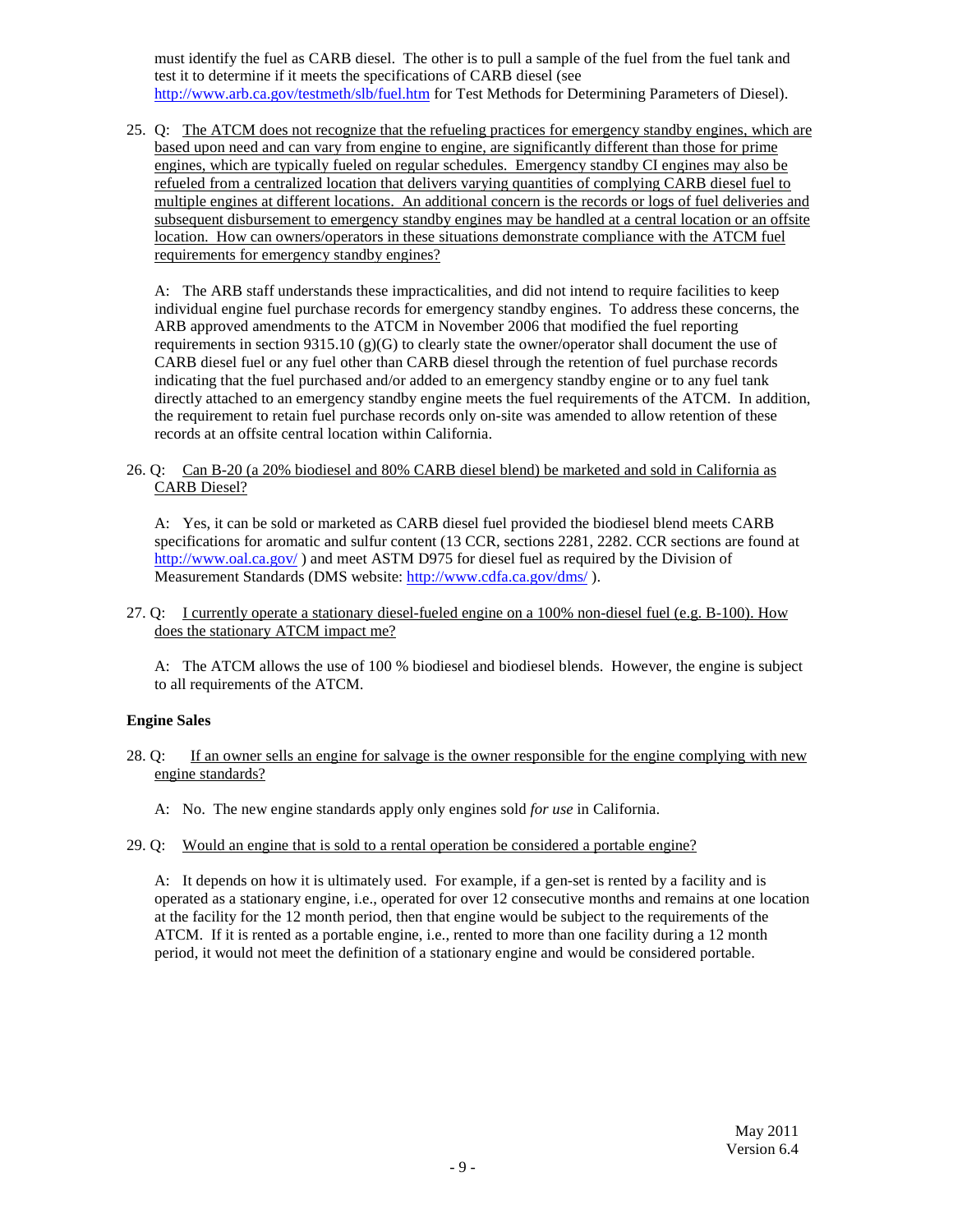must identify the fuel as CARB diesel. The other is to pull a sample of the fuel from the fuel tank and test it to determine if it meets the specifications of CARB diesel (see http://www.arb.ca.gov/testmeth/slb/fuel.htm for Test Methods for Determining Parameters of Diesel).

25. Q: The ATCM does not recognize that the refueling practices for emergency standby engines, which are based upon need and can vary from engine to engine, are significantly different than those for prime engines, which are typically fueled on regular schedules. Emergency standby CI engines may also be refueled from a centralized location that delivers varying quantities of complying CARB diesel fuel to multiple engines at different locations. An additional concern is the records or logs of fuel deliveries and subsequent disbursement to emergency standby engines may be handled at a central location or an offsite location. How can owners/operators in these situations demonstrate compliance with the ATCM fuel requirements for emergency standby engines?

    A: The ARB staff understands these impracticalities, and did not intend to require facilities to keep individual engine fuel purchase records for emergency standby engines. To address these concerns, the ARB approved amendments to the ATCM in November 2006 that modified the fuel reporting requirements in section 9315.10 (g)(G) to clearly state the owner/operator shall document the use of CARB diesel fuel or any fuel other than CARB diesel through the retention of fuel purchase records indicating that the fuel purchased and/or added to an emergency standby engine or to any fuel tank directly attached to an emergency standby engine meets the fuel requirements of the ATCM. In addition, the requirement to retain fuel purchase records only on-site was amended to allow retention of these records at an offsite central location within California.

26. Q: Can B-20 (a 20% biodiesel and 80% CARB diesel blend) be marketed and sold in California as CARB Diesel?

    A: Yes, it can be sold or marketed as CARB diesel fuel provided the biodiesel blend meets CARB specifications for aromatic and sulfur content (13 CCR, sections 2281, 2282. CCR sections are found at http://www.oal.ca.gov/ ) and meet ASTM D975 for diesel fuel as required by the Division of Measurement Standards (DMS website: http://www.cdfa.ca.gov/dms/ ).

27. Q: I currently operate a stationary diesel-fueled engine on a 100% non-diesel fuel (e.g. B-100). How does the stationary ATCM impact me?

    A: The ATCM allows the use of 100 % biodiesel and biodiesel blends. However, the engine is subject to all requirements of the ATCM.

**Engine Sales**

28. Q: If an owner sells an engine for salvage is the owner responsible for the engine complying with new engine standards?

    A: No. The new engine standards apply only engines sold *for use* in California.

29. Q: Would an engine that is sold to a rental operation be considered a portable engine?

    A: It depends on how it is ultimately used. For example, if a gen-set is rented by a facility and is operated as a stationary engine, i.e., operated for over 12 consecutive months and remains at one location at the facility for the 12 month period, then that engine would be subject to the requirements of the ATCM. If it is rented as a portable engine, i.e., rented to more than one facility during a 12 month period, it would not meet the definition of a stationary engine and would be considered portable.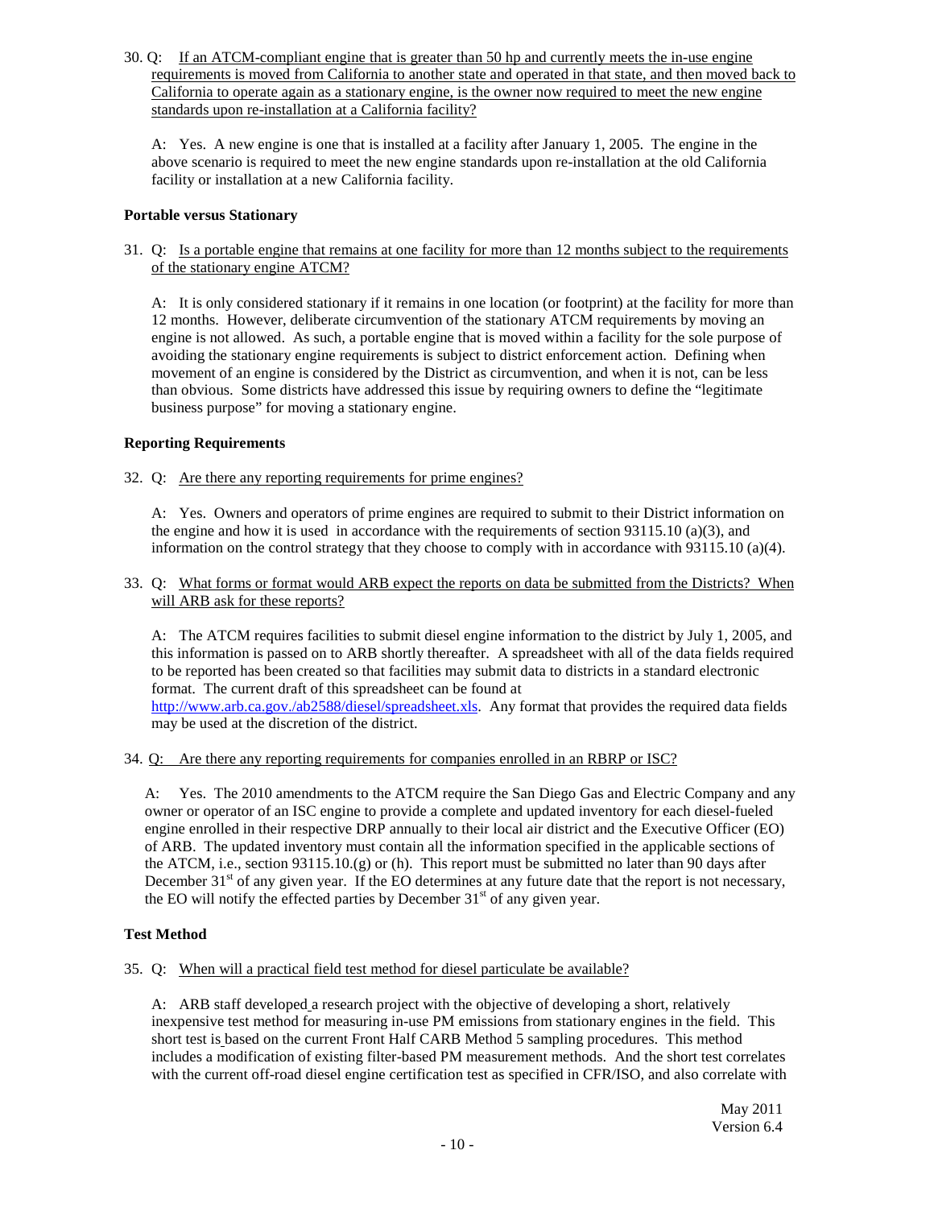30. Q: If an ATCM-compliant engine that is greater than 50 hp and currently meets the in-use engine requirements is moved from California to another state and operated in that state, and then moved back to California to operate again as a stationary engine, is the owner now required to meet the new engine standards upon re-installation at a California facility?

   A: Yes. A new engine is one that is installed at a facility after January 1, 2005. The engine in the above scenario is required to meet the new engine standards upon re-installation at the old California facility or installation at a new California facility.

**Portable versus Stationary**

31. Q: Is a portable engine that remains at one facility for more than 12 months subject to the requirements of the stationary engine ATCM?

   A: It is only considered stationary if it remains in one location (or footprint) at the facility for more than 12 months. However, deliberate circumvention of the stationary ATCM requirements by moving an engine is not allowed. As such, a portable engine that is moved within a facility for the sole purpose of avoiding the stationary engine requirements is subject to district enforcement action. Defining when movement of an engine is considered by the District as circumvention, and when it is not, can be less than obvious. Some districts have addressed this issue by requiring owners to define the "legitimate business purpose" for moving a stationary engine.

**Reporting Requirements**

32. Q: Are there any reporting requirements for prime engines?

   A: Yes. Owners and operators of prime engines are required to submit to their District information on the engine and how it is used in accordance with the requirements of section 93115.10 (a)(3), and information on the control strategy that they choose to comply with in accordance with 93115.10 (a)(4).

33. Q: What forms or format would ARB expect the reports on data be submitted from the Districts? When will ARB ask for these reports?

   A: The ATCM requires facilities to submit diesel engine information to the district by July 1, 2005, and this information is passed on to ARB shortly thereafter. A spreadsheet with all of the data fields required to be reported has been created so that facilities may submit data to districts in a standard electronic format. The current draft of this spreadsheet can be found at http://www.arb.ca.gov./ab2588/diesel/spreadsheet.xls. Any format that provides the required data fields may be used at the discretion of the district.

34. Q: Are there any reporting requirements for companies enrolled in an RBRP or ISC?

   A: Yes. The 2010 amendments to the ATCM require the San Diego Gas and Electric Company and any owner or operator of an ISC engine to provide a complete and updated inventory for each diesel-fueled engine enrolled in their respective DRP annually to their local air district and the Executive Officer (EO) of ARB. The updated inventory must contain all the information specified in the applicable sections of the ATCM, i.e., section 93115.10.(g) or (h). This report must be submitted no later than 90 days after December 31st of any given year. If the EO determines at any future date that the report is not necessary, the EO will notify the effected parties by December 31st of any given year.

**Test Method**

35. Q: When will a practical field test method for diesel particulate be available?

   A: ARB staff developed a research project with the objective of developing a short, relatively inexpensive test method for measuring in-use PM emissions from stationary engines in the field. This short test is based on the current Front Half CARB Method 5 sampling procedures. This method includes a modification of existing filter-based PM measurement methods. And the short test correlates with the current off-road diesel engine certification test as specified in CFR/ISO, and also correlate with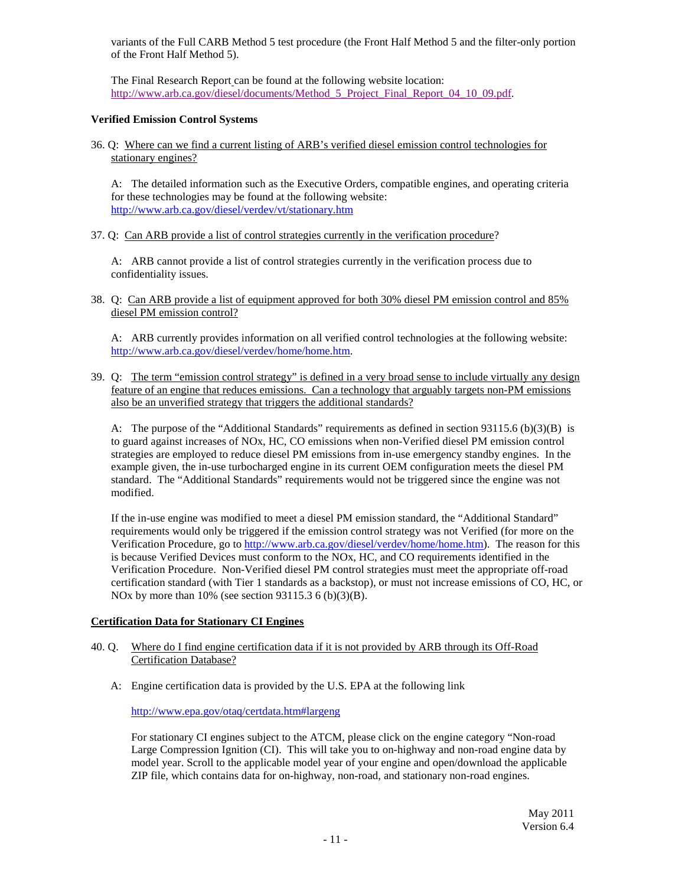variants of the Full CARB Method 5 test procedure (the Front Half Method 5 and the filter-only portion of the Front Half Method 5).

The Final Research Report can be found at the following website location: http://www.arb.ca.gov/diesel/documents/Method_5_Project_Final_Report_04_10_09.pdf.

**Verified Emission Control Systems**

36. Q: Where can we find a current listing of ARB's verified diesel emission control technologies for stationary engines?

    A: The detailed information such as the Executive Orders, compatible engines, and operating criteria for these technologies may be found at the following website: http://www.arb.ca.gov/diesel/verdev/vt/stationary.htm

37. Q: Can ARB provide a list of control strategies currently in the verification procedure?

    A: ARB cannot provide a list of control strategies currently in the verification process due to confidentiality issues.

38. Q: Can ARB provide a list of equipment approved for both 30% diesel PM emission control and 85% diesel PM emission control?

    A: ARB currently provides information on all verified control technologies at the following website: http://www.arb.ca.gov/diesel/verdev/home/home.htm.

39. Q: The term "emission control strategy" is defined in a very broad sense to include virtually any design feature of an engine that reduces emissions. Can a technology that arguably targets non-PM emissions also be an unverified strategy that triggers the additional standards?

    A: The purpose of the "Additional Standards" requirements as defined in section 93115.6 (b)(3)(B) is to guard against increases of NOx, HC, CO emissions when non-Verified diesel PM emission control strategies are employed to reduce diesel PM emissions from in-use emergency standby engines. In the example given, the in-use turbocharged engine in its current OEM configuration meets the diesel PM standard. The "Additional Standards" requirements would not be triggered since the engine was not modified.

    If the in-use engine was modified to meet a diesel PM emission standard, the "Additional Standard" requirements would only be triggered if the emission control strategy was not Verified (for more on the Verification Procedure, go to http://www.arb.ca.gov/diesel/verdev/home/home.htm). The reason for this is because Verified Devices must conform to the NOx, HC, and CO requirements identified in the Verification Procedure. Non-Verified diesel PM control strategies must meet the appropriate off-road certification standard (with Tier 1 standards as a backstop), or must not increase emissions of CO, HC, or NOx by more than 10% (see section 93115.3 6 (b)(3)(B).

**Certification Data for Stationary CI Engines**

40. Q. Where do I find engine certification data if it is not provided by ARB through its Off-Road Certification Database?

    A: Engine certification data is provided by the U.S. EPA at the following link

    http://www.epa.gov/otaq/certdata.htm#largeng

    For stationary CI engines subject to the ATCM, please click on the engine category "Non-road Large Compression Ignition (CI). This will take you to on-highway and non-road engine data by model year. Scroll to the applicable model year of your engine and open/download the applicable ZIP file, which contains data for on-highway, non-road, and stationary non-road engines.

May 2011
Version 6.4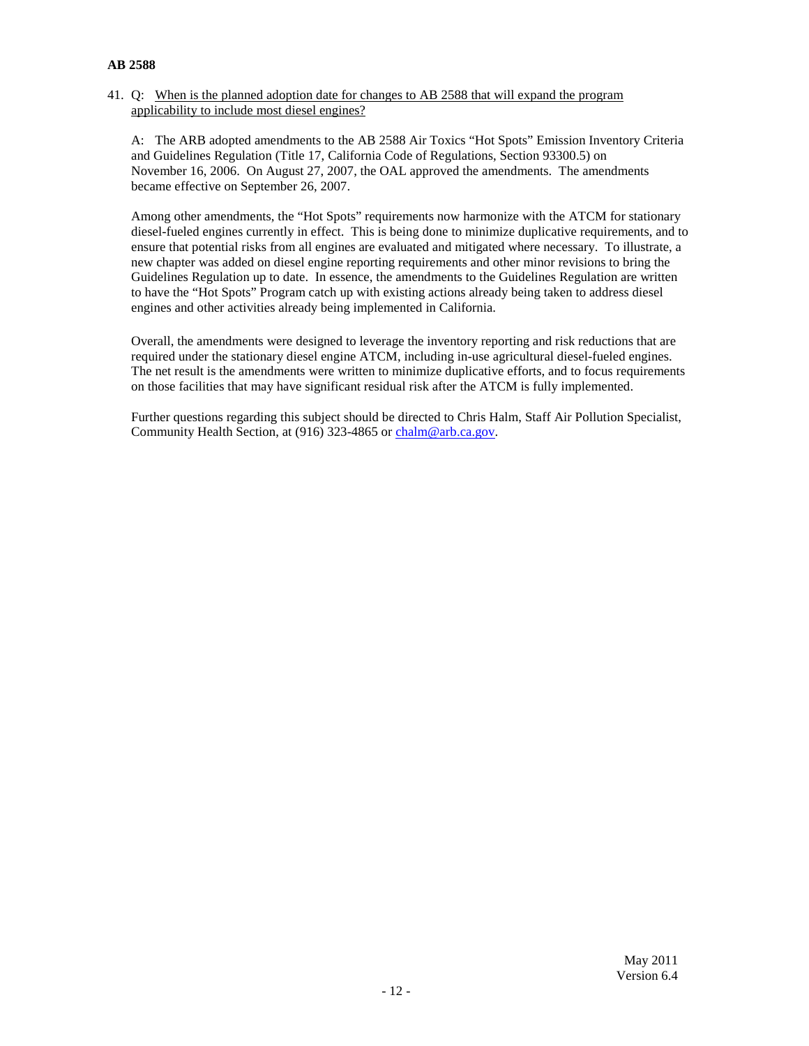**AB 2588**

41. Q: When is the planned adoption date for changes to AB 2588 that will expand the program applicability to include most diesel engines?

    A: The ARB adopted amendments to the AB 2588 Air Toxics "Hot Spots" Emission Inventory Criteria and Guidelines Regulation (Title 17, California Code of Regulations, Section 93300.5) on November 16, 2006. On August 27, 2007, the OAL approved the amendments. The amendments became effective on September 26, 2007.

    Among other amendments, the "Hot Spots" requirements now harmonize with the ATCM for stationary diesel-fueled engines currently in effect. This is being done to minimize duplicative requirements, and to ensure that potential risks from all engines are evaluated and mitigated where necessary. To illustrate, a new chapter was added on diesel engine reporting requirements and other minor revisions to bring the Guidelines Regulation up to date. In essence, the amendments to the Guidelines Regulation are written to have the "Hot Spots" Program catch up with existing actions already being taken to address diesel engines and other activities already being implemented in California.

    Overall, the amendments were designed to leverage the inventory reporting and risk reductions that are required under the stationary diesel engine ATCM, including in-use agricultural diesel-fueled engines. The net result is the amendments were written to minimize duplicative efforts, and to focus requirements on those facilities that may have significant residual risk after the ATCM is fully implemented.

    Further questions regarding this subject should be directed to Chris Halm, Staff Air Pollution Specialist, Community Health Section, at (916) 323-4865 or chalm@arb.ca.gov.

May 2011
Version 6.4